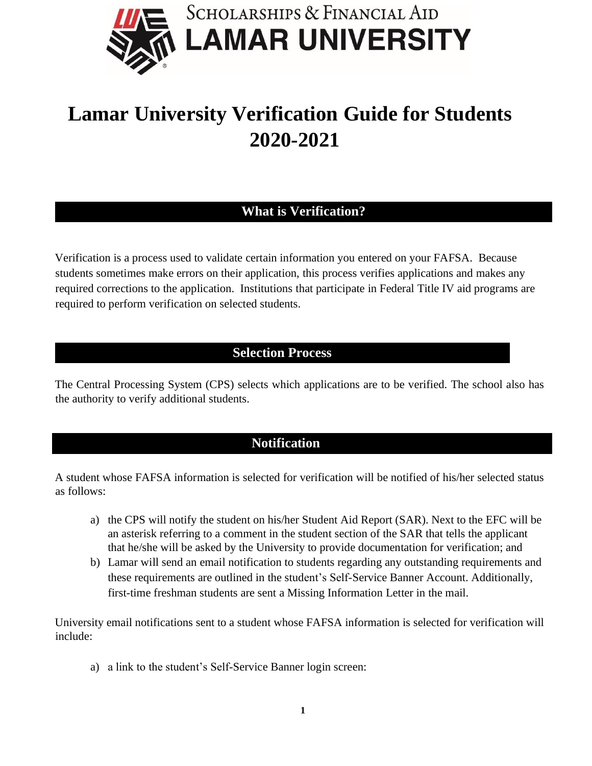Scholarships & Financial Aid
LAMAR UNIVERSITY

# Lamar University Verification Guide for Students 2020-2021

## What is Verification?

Verification is a process used to validate certain information you entered on your FAFSA. Because students sometimes make errors on their application, this process verifies applications and makes any required corrections to the application. Institutions that participate in Federal Title IV aid programs are required to perform verification on selected students.

## Selection Process

The Central Processing System (CPS) selects which applications are to be verified. The school also has the authority to verify additional students.

## Notification

A student whose FAFSA information is selected for verification will be notified of his/her selected status as follows:

a) the CPS will notify the student on his/her Student Aid Report (SAR). Next to the EFC will be an asterisk referring to a comment in the student section of the SAR that tells the applicant that he/she will be asked by the University to provide documentation for verification; and
b) Lamar will send an email notification to students regarding any outstanding requirements and these requirements are outlined in the student's Self-Service Banner Account. Additionally, first-time freshman students are sent a Missing Information Letter in the mail.

University email notifications sent to a student whose FAFSA information is selected for verification will include:

a) a link to the student's Self-Service Banner login screen: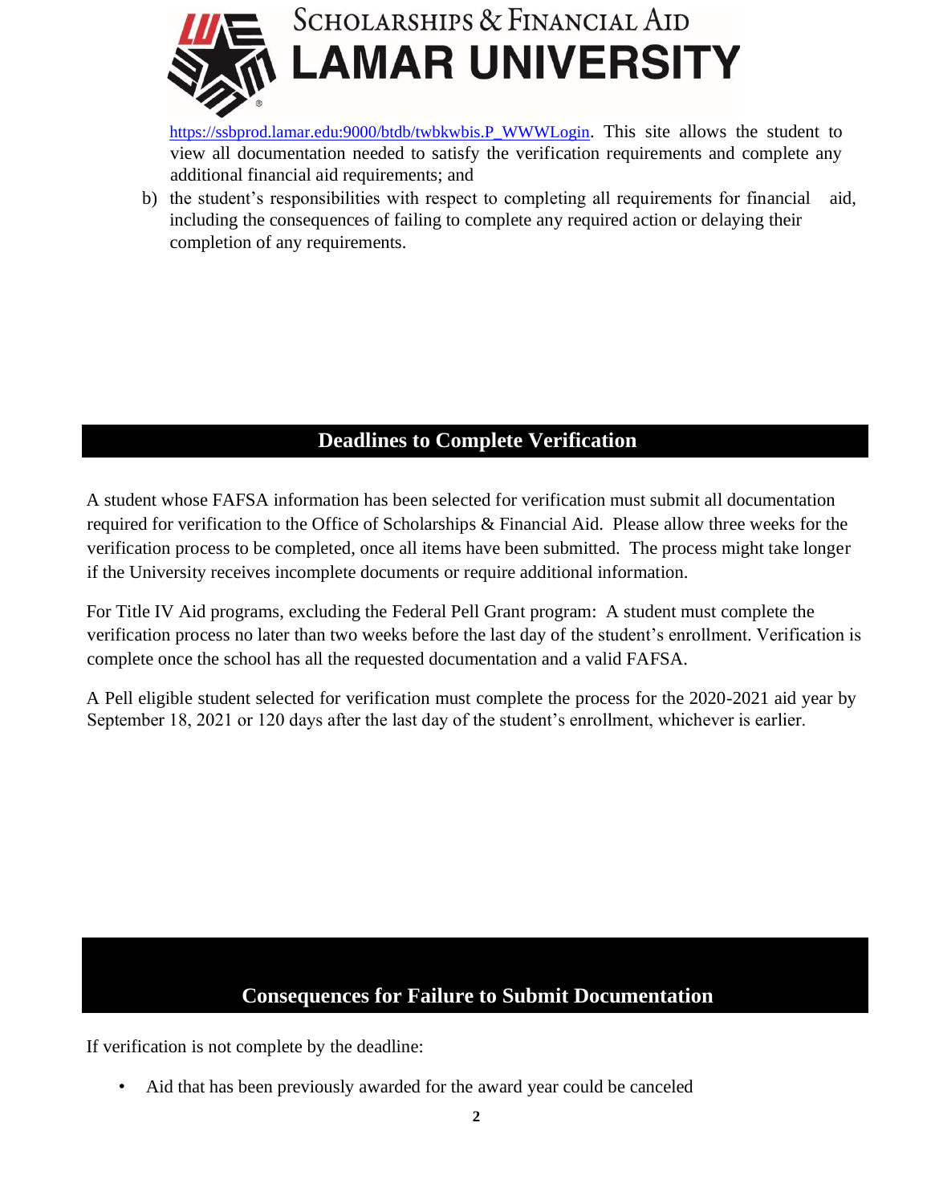https://ssbprod.lamar.edu:9000/btdb/twbkwbis.P_WWWLogin. This site allows the student to view all documentation needed to satisfy the verification requirements and complete any additional financial aid requirements; and

b) the student's responsibilities with respect to completing all requirements for financial aid, including the consequences of failing to complete any required action or delaying their completion of any requirements.

## Deadlines to Complete Verification

A student whose FAFSA information has been selected for verification must submit all documentation required for verification to the Office of Scholarships & Financial Aid. Please allow three weeks for the verification process to be completed, once all items have been submitted. The process might take longer if the University receives incomplete documents or require additional information.

For Title IV Aid programs, excluding the Federal Pell Grant program: A student must complete the verification process no later than two weeks before the last day of the student's enrollment. Verification is complete once the school has all the requested documentation and a valid FAFSA.

A Pell eligible student selected for verification must complete the process for the 2020-2021 aid year by September 18, 2021 or 120 days after the last day of the student's enrollment, whichever is earlier.

## Consequences for Failure to Submit Documentation

If verification is not complete by the deadline:

- Aid that has been previously awarded for the award year could be canceled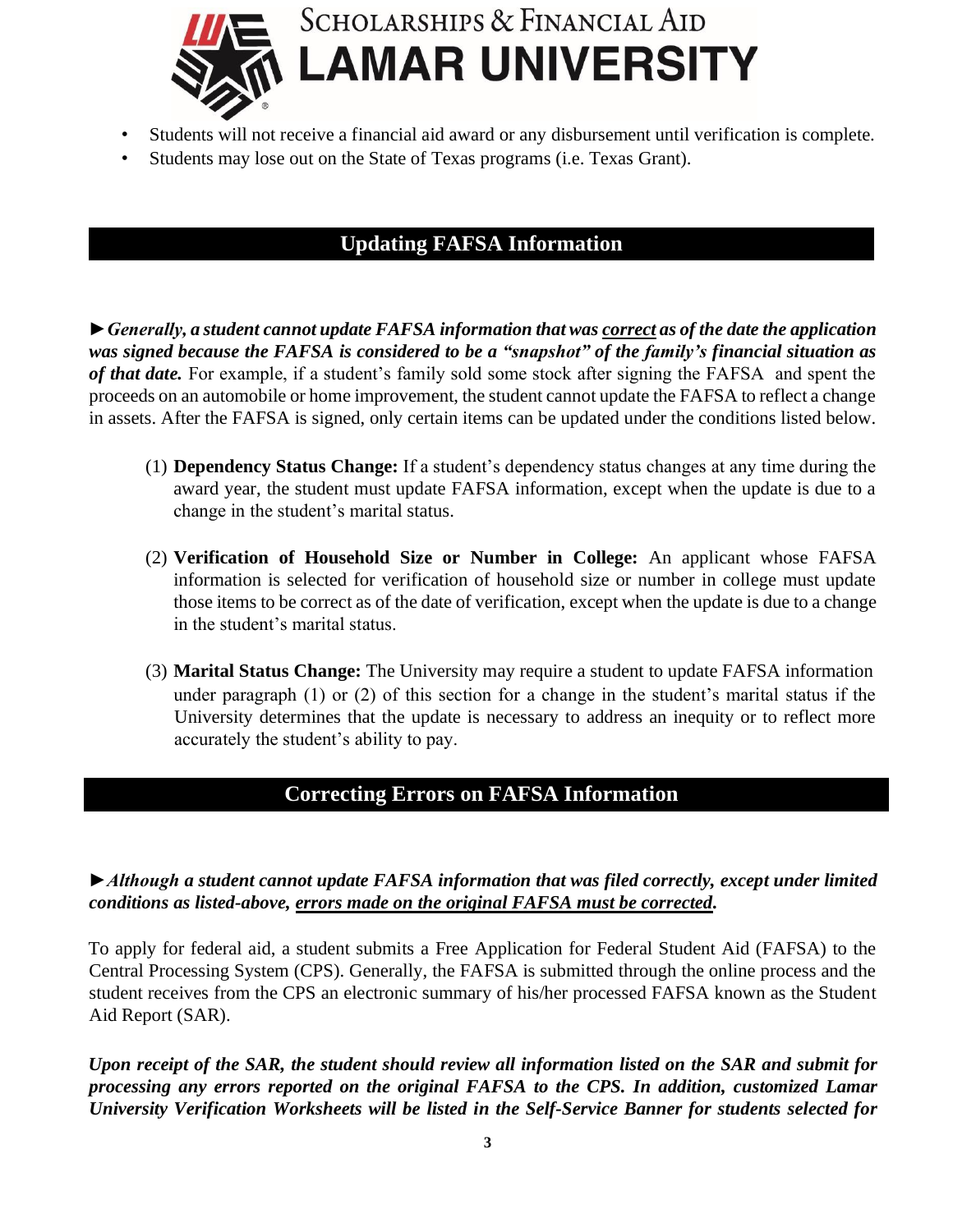- Students will not receive a financial aid award or any disbursement until verification is complete.
- Students may lose out on the State of Texas programs (i.e. Texas Grant).

## Updating FAFSA Information

►***Generally, a student cannot update FAFSA information that was <u>correct</u> as of the date the application was signed because the FAFSA is considered to be a "snapshot" of the family's financial situation as of that date.*** For example, if a student's family sold some stock after signing the FAFSA and spent the proceeds on an automobile or home improvement, the student cannot update the FAFSA to reflect a change in assets. After the FAFSA is signed, only certain items can be updated under the conditions listed below.

(1) **Dependency Status Change:** If a student's dependency status changes at any time during the award year, the student must update FAFSA information, except when the update is due to a change in the student's marital status.

(2) **Verification of Household Size or Number in College:** An applicant whose FAFSA information is selected for verification of household size or number in college must update those items to be correct as of the date of verification, except when the update is due to a change in the student's marital status.

(3) **Marital Status Change:** The University may require a student to update FAFSA information under paragraph (1) or (2) of this section for a change in the student's marital status if the University determines that the update is necessary to address an inequity or to reflect more accurately the student's ability to pay.

## Correcting Errors on FAFSA Information

►***Although a student cannot update FAFSA information that was filed correctly, except under limited conditions as listed-above, <u>errors made on the original FAFSA must be corrected</u>.***

To apply for federal aid, a student submits a Free Application for Federal Student Aid (FAFSA) to the Central Processing System (CPS). Generally, the FAFSA is submitted through the online process and the student receives from the CPS an electronic summary of his/her processed FAFSA known as the Student Aid Report (SAR).

***Upon receipt of the SAR, the student should review all information listed on the SAR and submit for processing any errors reported on the original FAFSA to the CPS. In addition, customized Lamar University Verification Worksheets will be listed in the Self-Service Banner for students selected for***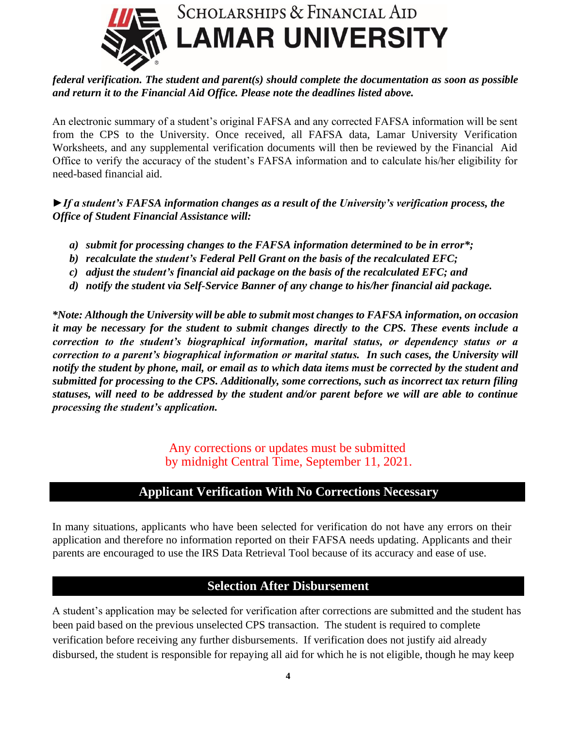***federal verification. The student and parent(s) should complete the documentation as soon as possible and return it to the Financial Aid Office. Please note the deadlines listed above.***

An electronic summary of a student's original FAFSA and any corrected FAFSA information will be sent from the CPS to the University. Once received, all FAFSA data, Lamar University Verification Worksheets, and any supplemental verification documents will then be reviewed by the Financial Aid Office to verify the accuracy of the student's FAFSA information and to calculate his/her eligibility for need-based financial aid.

***►If a student's FAFSA information changes as a result of the University's verification process, the Office of Student Financial Assistance will:***

- ***a) submit for processing changes to the FAFSA information determined to be in error*;***
- ***b) recalculate the student's Federal Pell Grant on the basis of the recalculated EFC;***
- ***c) adjust the student's financial aid package on the basis of the recalculated EFC; and***
- ***d) notify the student via Self-Service Banner of any change to his/her financial aid package.***

****Note: Although the University will be able to submit most changes to FAFSA information, on occasion it may be necessary for the student to submit changes directly to the CPS. These events include a correction to the student's biographical information, marital status, or dependency status or a correction to a parent's biographical information or marital status. In such cases, the University will notify the student by phone, mail, or email as to which data items must be corrected by the student and submitted for processing to the CPS. Additionally, some corrections, such as incorrect tax return filing statuses, will need to be addressed by the student and/or parent before we will are able to continue processing the student's application.***

Any corrections or updates must be submitted by midnight Central Time, September 11, 2021.

## Applicant Verification With No Corrections Necessary

In many situations, applicants who have been selected for verification do not have any errors on their application and therefore no information reported on their FAFSA needs updating. Applicants and their parents are encouraged to use the IRS Data Retrieval Tool because of its accuracy and ease of use.

## Selection After Disbursement

A student's application may be selected for verification after corrections are submitted and the student has been paid based on the previous unselected CPS transaction. The student is required to complete verification before receiving any further disbursements. If verification does not justify aid already disbursed, the student is responsible for repaying all aid for which he is not eligible, though he may keep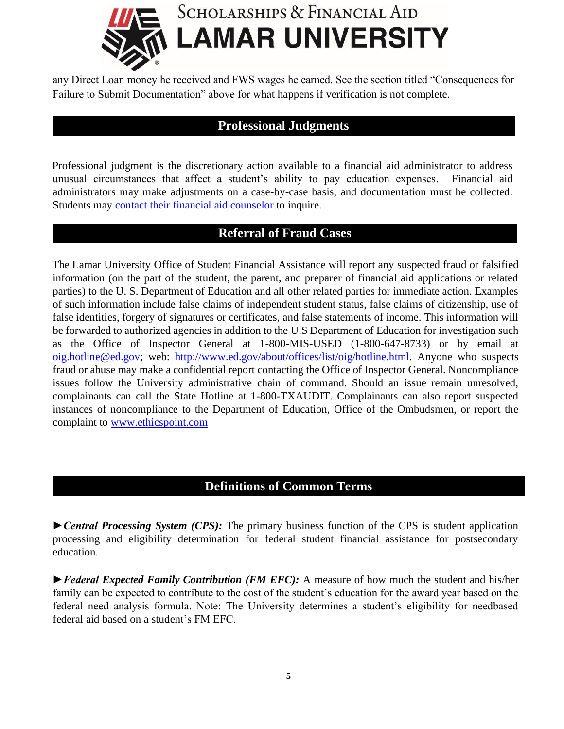any Direct Loan money he received and FWS wages he earned. See the section titled "Consequences for Failure to Submit Documentation" above for what happens if verification is not complete.

## Professional Judgments

Professional judgment is the discretionary action available to a financial aid administrator to address unusual circumstances that affect a student's ability to pay education expenses. Financial aid administrators may make adjustments on a case-by-case basis, and documentation must be collected. Students may contact their financial aid counselor to inquire.

## Referral of Fraud Cases

The Lamar University Office of Student Financial Assistance will report any suspected fraud or falsified information (on the part of the student, the parent, and preparer of financial aid applications or related parties) to the U. S. Department of Education and all other related parties for immediate action. Examples of such information include false claims of independent student status, false claims of citizenship, use of false identities, forgery of signatures or certificates, and false statements of income. This information will be forwarded to authorized agencies in addition to the U.S Department of Education for investigation such as the Office of Inspector General at 1-800-MIS-USED (1-800-647-8733) or by email at oig.hotline@ed.gov; web: http://www.ed.gov/about/offices/list/oig/hotline.html. Anyone who suspects fraud or abuse may make a confidential report contacting the Office of Inspector General. Noncompliance issues follow the University administrative chain of command. Should an issue remain unresolved, complainants can call the State Hotline at 1-800-TXAUDIT. Complainants can also report suspected instances of noncompliance to the Department of Education, Office of the Ombudsmen, or report the complaint to www.ethicspoint.com

## Definitions of Common Terms

►***Central Processing System (CPS):*** The primary business function of the CPS is student application processing and eligibility determination for federal student financial assistance for postsecondary education.

►***Federal Expected Family Contribution (FM EFC):*** A measure of how much the student and his/her family can be expected to contribute to the cost of the student's education for the award year based on the federal need analysis formula. Note: The University determines a student's eligibility for needbased federal aid based on a student's FM EFC.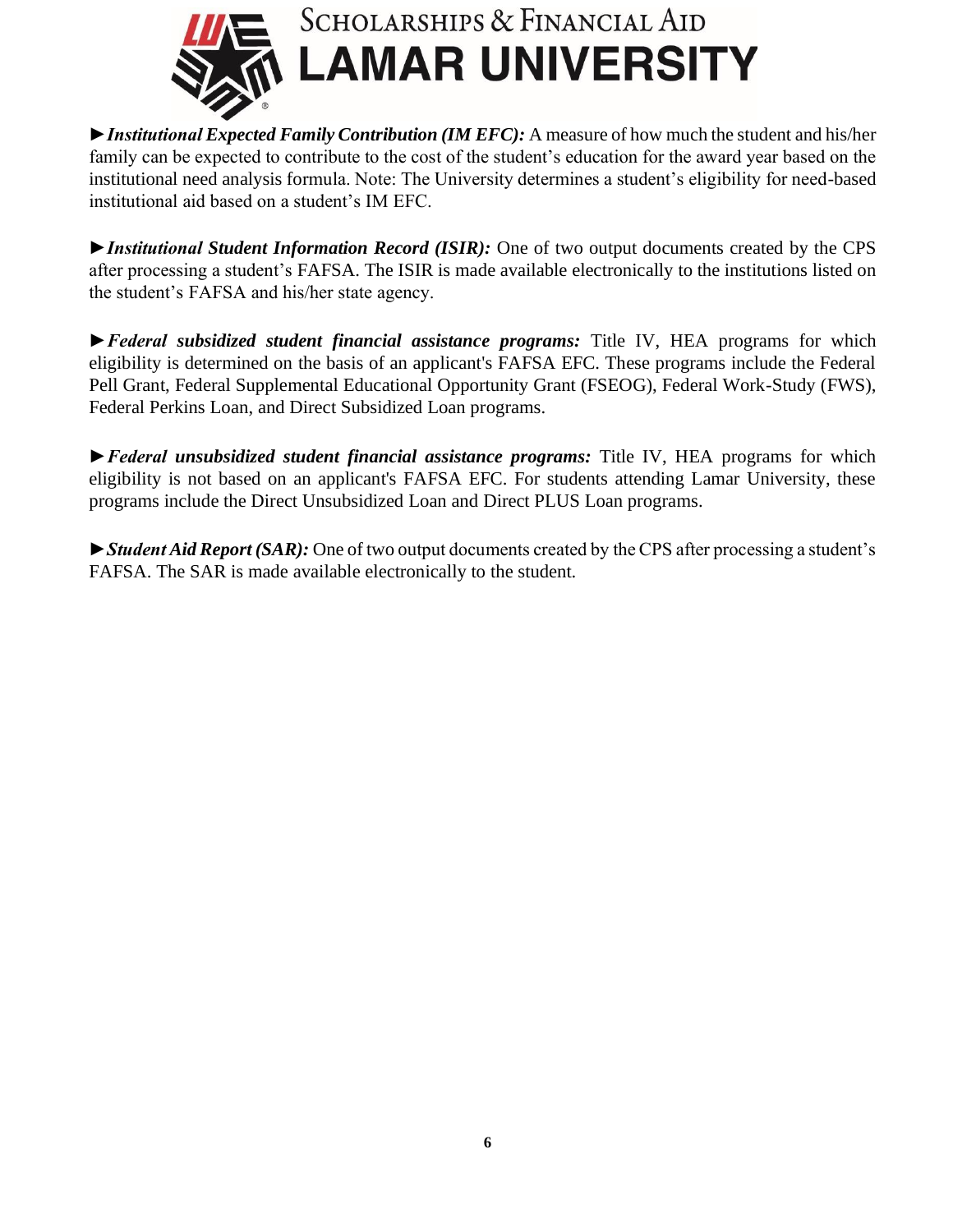►***Institutional Expected Family Contribution (IM EFC):*** A measure of how much the student and his/her family can be expected to contribute to the cost of the student's education for the award year based on the institutional need analysis formula. Note: The University determines a student's eligibility for need-based institutional aid based on a student's IM EFC.

►***Institutional Student Information Record (ISIR):*** One of two output documents created by the CPS after processing a student's FAFSA. The ISIR is made available electronically to the institutions listed on the student's FAFSA and his/her state agency.

►***Federal subsidized student financial assistance programs:*** Title IV, HEA programs for which eligibility is determined on the basis of an applicant's FAFSA EFC. These programs include the Federal Pell Grant, Federal Supplemental Educational Opportunity Grant (FSEOG), Federal Work-Study (FWS), Federal Perkins Loan, and Direct Subsidized Loan programs.

►***Federal unsubsidized student financial assistance programs:*** Title IV, HEA programs for which eligibility is not based on an applicant's FAFSA EFC. For students attending Lamar University, these programs include the Direct Unsubsidized Loan and Direct PLUS Loan programs.

►***Student Aid Report (SAR):*** One of two output documents created by the CPS after processing a student's FAFSA. The SAR is made available electronically to the student.